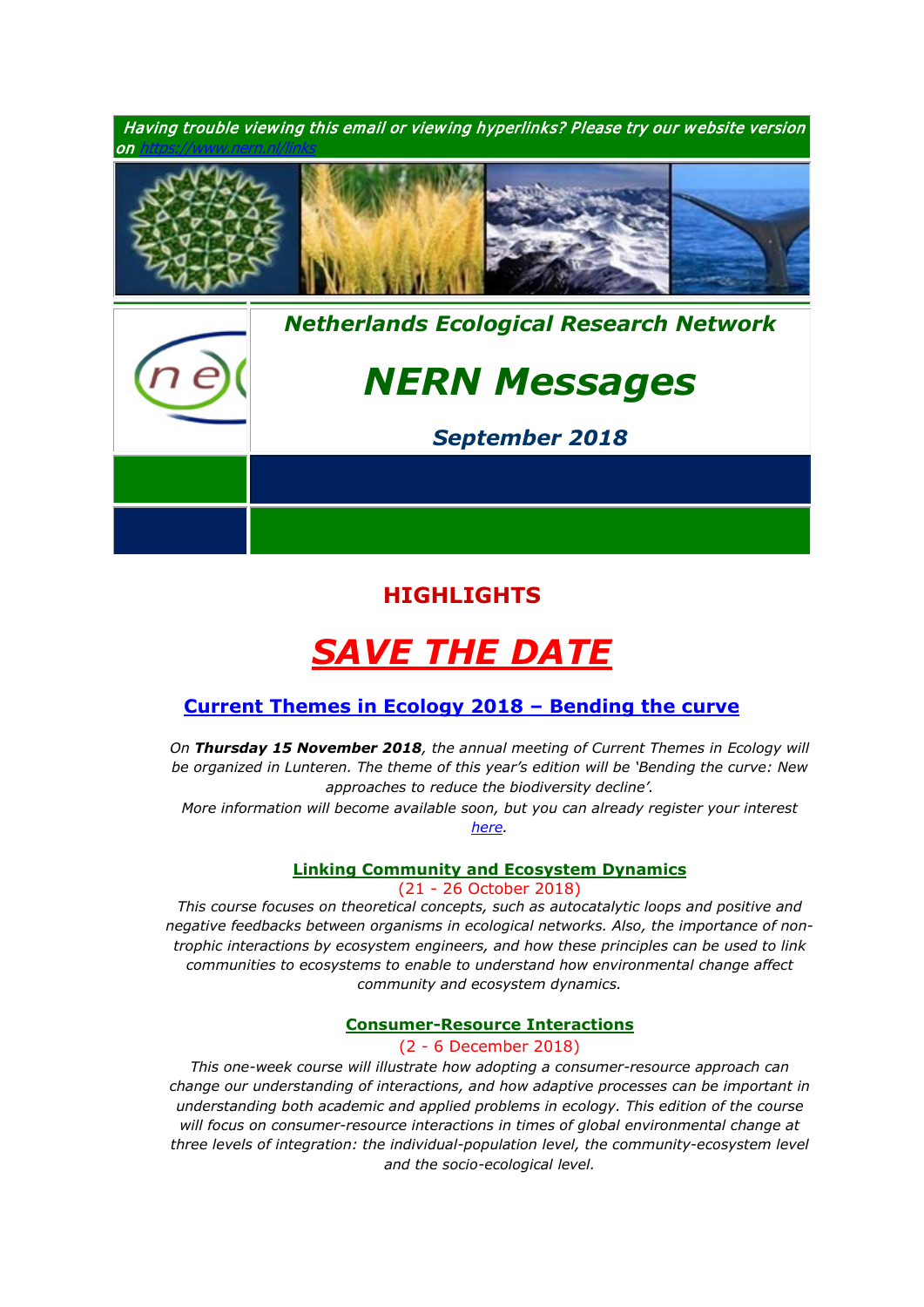*Having trouble viewing this email or viewing hyperlinks? Please try our website version on https://www.nern.nl/links*

*Netherlands Ecological Research Network*

# *NERN Messages*

*September 2018*

## HIGHLIGHTS

# *SAVE THE DATE*

### Current Themes in Ecology 2018 – Bending the curve

*On **Thursday 15 November 2018**, the annual meeting of Current Themes in Ecology will be organized in Lunteren. The theme of this year's edition will be 'Bending the curve: New approaches to reduce the biodiversity decline'.*
*More information will become available soon, but you can already register your interest here.*

#### Linking Community and Ecosystem Dynamics

(21 - 26 October 2018)

*This course focuses on theoretical concepts, such as autocatalytic loops and positive and negative feedbacks between organisms in ecological networks. Also, the importance of non-trophic interactions by ecosystem engineers, and how these principles can be used to link communities to ecosystems to enable to understand how environmental change affect community and ecosystem dynamics.*

#### Consumer-Resource Interactions

(2 - 6 December 2018)

*This one-week course will illustrate how adopting a consumer-resource approach can change our understanding of interactions, and how adaptive processes can be important in understanding both academic and applied problems in ecology. This edition of the course will focus on consumer-resource interactions in times of global environmental change at three levels of integration: the individual-population level, the community-ecosystem level and the socio-ecological level.*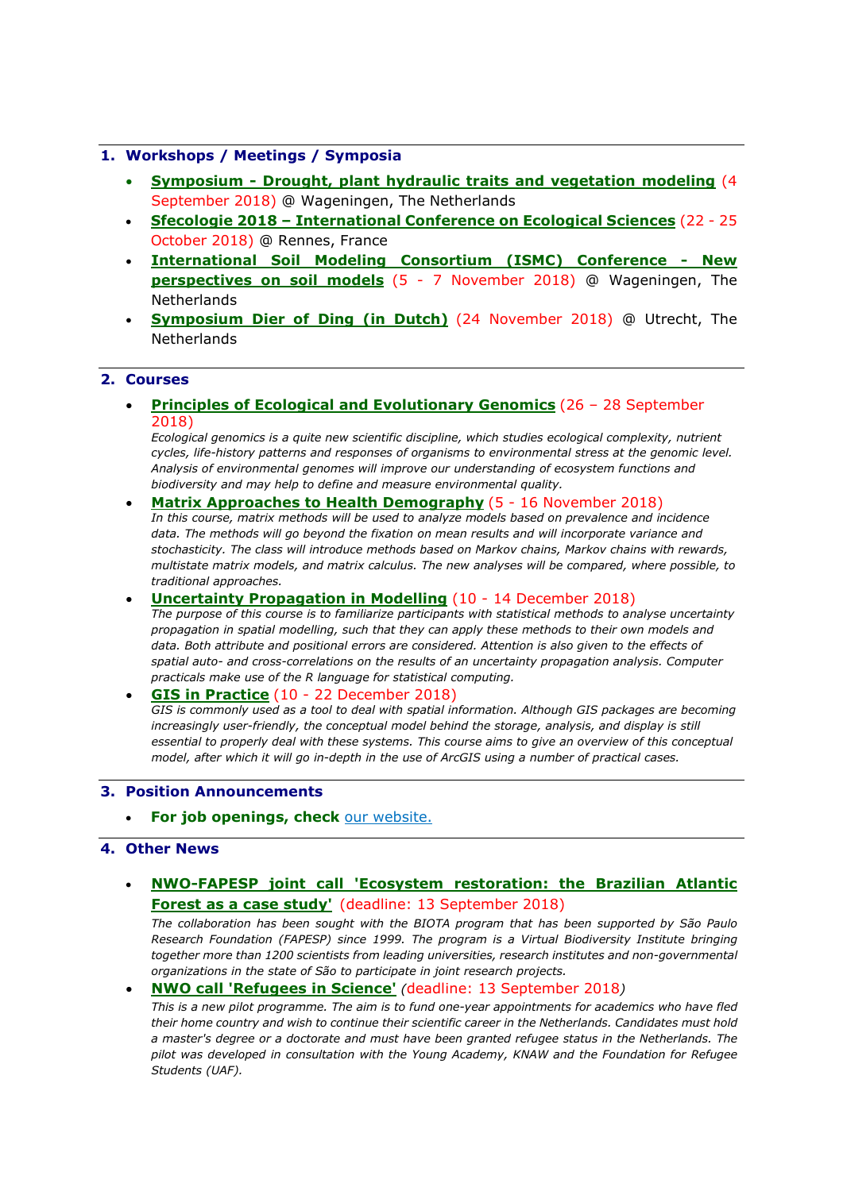## 1. Workshops / Meetings / Symposia

- **Symposium - Drought, plant hydraulic traits and vegetation modeling** (4 September 2018) @ Wageningen, The Netherlands
- **Sfecologie 2018 – International Conference on Ecological Sciences** (22 - 25 October 2018) @ Rennes, France
- **International Soil Modeling Consortium (ISMC) Conference - New perspectives on soil models** (5 - 7 November 2018) @ Wageningen, The Netherlands
- **Symposium Dier of Ding (in Dutch)** (24 November 2018) @ Utrecht, The Netherlands

## 2. Courses

- **Principles of Ecological and Evolutionary Genomics** (26 – 28 September 2018)
  *Ecological genomics is a quite new scientific discipline, which studies ecological complexity, nutrient cycles, life-history patterns and responses of organisms to environmental stress at the genomic level. Analysis of environmental genomes will improve our understanding of ecosystem functions and biodiversity and may help to define and measure environmental quality.*
- **Matrix Approaches to Health Demography** (5 - 16 November 2018)
  *In this course, matrix methods will be used to analyze models based on prevalence and incidence data. The methods will go beyond the fixation on mean results and will incorporate variance and stochasticity. The class will introduce methods based on Markov chains, Markov chains with rewards, multistate matrix models, and matrix calculus. The new analyses will be compared, where possible, to traditional approaches.*
- **Uncertainty Propagation in Modelling** (10 - 14 December 2018)
  *The purpose of this course is to familiarize participants with statistical methods to analyse uncertainty propagation in spatial modelling, such that they can apply these methods to their own models and data. Both attribute and positional errors are considered. Attention is also given to the effects of spatial auto- and cross-correlations on the results of an uncertainty propagation analysis. Computer practicals make use of the R language for statistical computing.*
- **GIS in Practice** (10 - 22 December 2018)
  *GIS is commonly used as a tool to deal with spatial information. Although GIS packages are becoming increasingly user-friendly, the conceptual model behind the storage, analysis, and display is still essential to properly deal with these systems. This course aims to give an overview of this conceptual model, after which it will go in-depth in the use of ArcGIS using a number of practical cases.*

## 3. Position Announcements

- **For job openings, check** our website.

## 4. Other News

- **NWO-FAPESP joint call 'Ecosystem restoration: the Brazilian Atlantic Forest as a case study'** (deadline: 13 September 2018)
  *The collaboration has been sought with the BIOTA program that has been supported by São Paulo Research Foundation (FAPESP) since 1999. The program is a Virtual Biodiversity Institute bringing together more than 1200 scientists from leading universities, research institutes and non-governmental organizations in the state of São to participate in joint research projects.*
- **NWO call 'Refugees in Science'** *(deadline: 13 September 2018)*
  *This is a new pilot programme. The aim is to fund one-year appointments for academics who have fled their home country and wish to continue their scientific career in the Netherlands. Candidates must hold a master's degree or a doctorate and must have been granted refugee status in the Netherlands. The pilot was developed in consultation with the Young Academy, KNAW and the Foundation for Refugee Students (UAF).*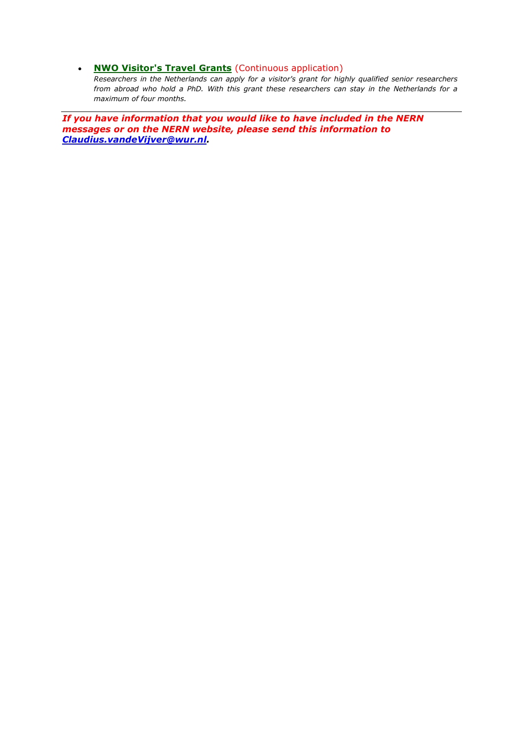- **NWO Visitor's Travel Grants** (Continuous application)
  *Researchers in the Netherlands can apply for a visitor's grant for highly qualified senior researchers from abroad who hold a PhD. With this grant these researchers can stay in the Netherlands for a maximum of four months.*

---

***If you have information that you would like to have included in the NERN messages or on the NERN website, please send this information to Claudius.vandeVijver@wur.nl.***